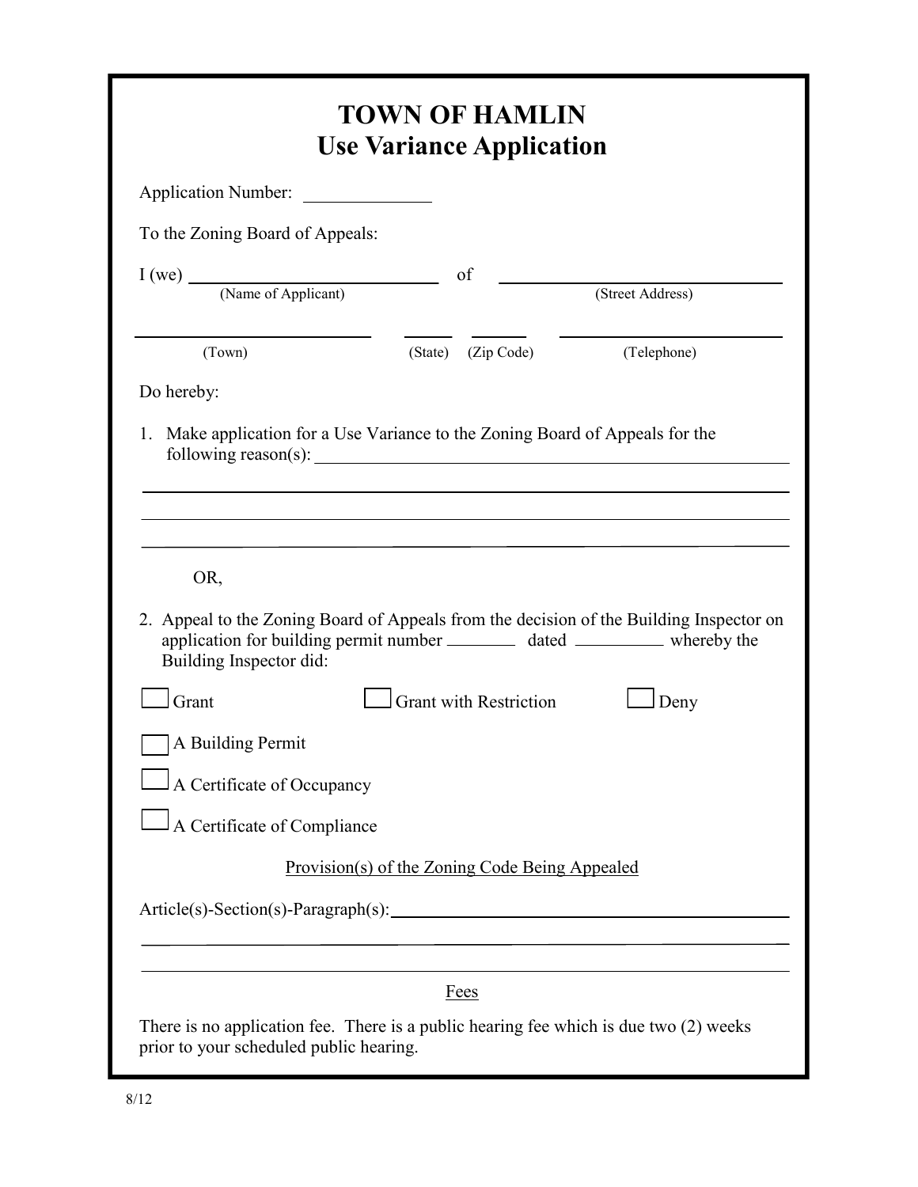# TOWN OF HAMLIN
## Use Variance Application

Application Number: ______________

To the Zoning Board of Appeals:

I (we) ____________________________ of ____________________________
(Name of Applicant) (Street Address)

____________________ ______ ______ ____________________
(Town) (State) (Zip Code) (Telephone)

Do hereby:

1. Make application for a Use Variance to the Zoning Board of Appeals for the following reason(s): ________________________________________________

________________________________________________________________________

________________________________________________________________________

________________________________________________________________________

OR,

2. Appeal to the Zoning Board of Appeals from the decision of the Building Inspector on application for building permit number ________ dated __________ whereby the Building Inspector did:

☐ Grant ☐ Grant with Restriction ☐ Deny

☐ A Building Permit

☐ A Certificate of Occupancy

☐ A Certificate of Compliance

Provision(s) of the Zoning Code Being Appealed

Article(s)-Section(s)-Paragraph(s): ________________________________________

________________________________________________________________________

________________________________________________________________________

Fees

There is no application fee. There is a public hearing fee which is due two (2) weeks prior to your scheduled public hearing.

8/12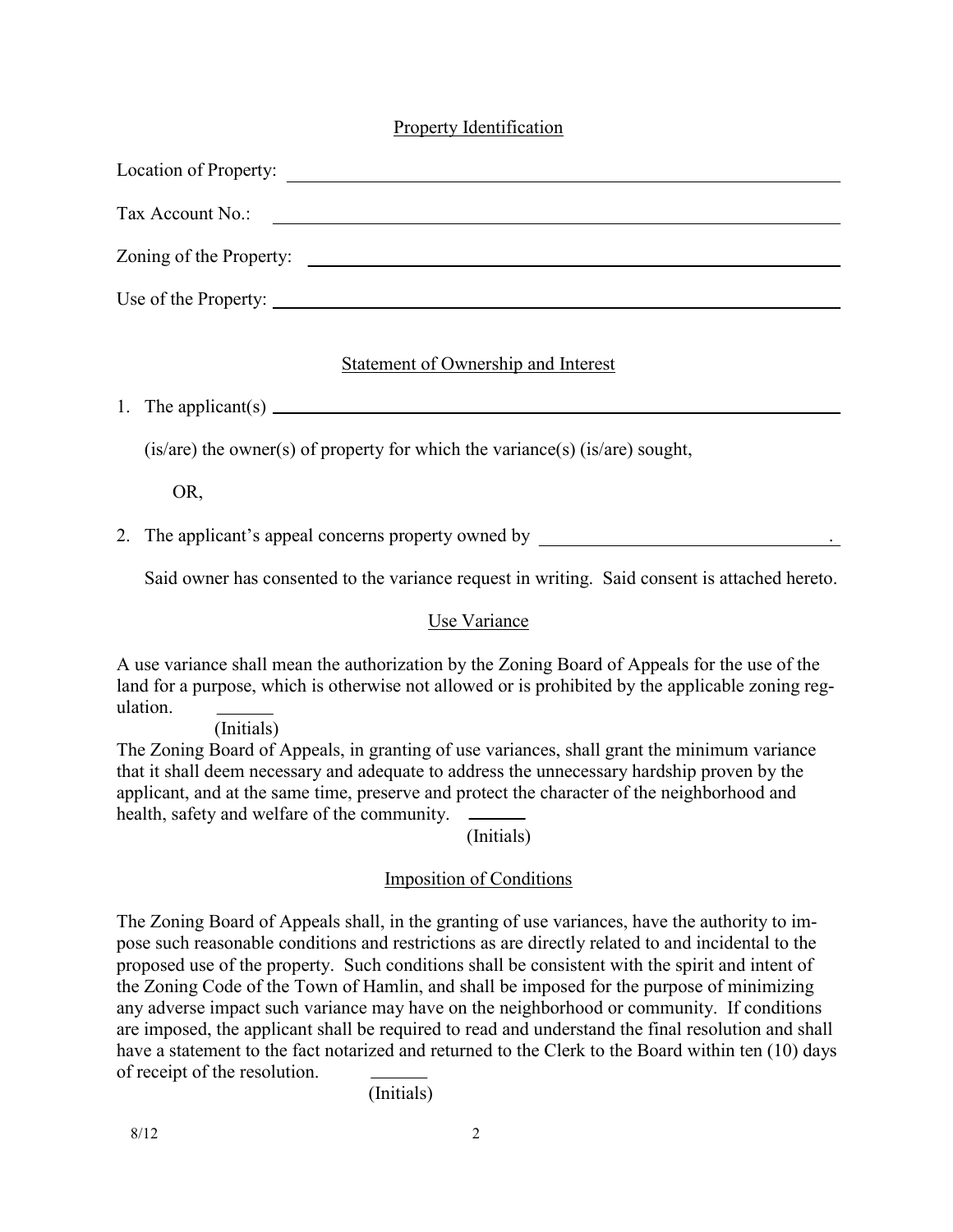## Property Identification

Location of Property: ______________________________________________

Tax Account No.: ______________________________________________

Zoning of the Property: ______________________________________________

Use of the Property: ______________________________________________

## Statement of Ownership and Interest

1. The applicant(s) ______________________________________________

   (is/are) the owner(s) of property for which the variance(s) (is/are) sought,

   OR,

2. The applicant's appeal concerns property owned by ______________________________.

   Said owner has consented to the variance request in writing. Said consent is attached hereto.

## Use Variance

A use variance shall mean the authorization by the Zoning Board of Appeals for the use of the land for a purpose, which is otherwise not allowed or is prohibited by the applicable zoning regulation. ______
(Initials)

The Zoning Board of Appeals, in granting of use variances, shall grant the minimum variance that it shall deem necessary and adequate to address the unnecessary hardship proven by the applicant, and at the same time, preserve and protect the character of the neighborhood and health, safety and welfare of the community. ______
(Initials)

## Imposition of Conditions

The Zoning Board of Appeals shall, in the granting of use variances, have the authority to impose such reasonable conditions and restrictions as are directly related to and incidental to the proposed use of the property. Such conditions shall be consistent with the spirit and intent of the Zoning Code of the Town of Hamlin, and shall be imposed for the purpose of minimizing any adverse impact such variance may have on the neighborhood or community. If conditions are imposed, the applicant shall be required to read and understand the final resolution and shall have a statement to the fact notarized and returned to the Clerk to the Board within ten (10) days of receipt of the resolution. ______
(Initials)

8/12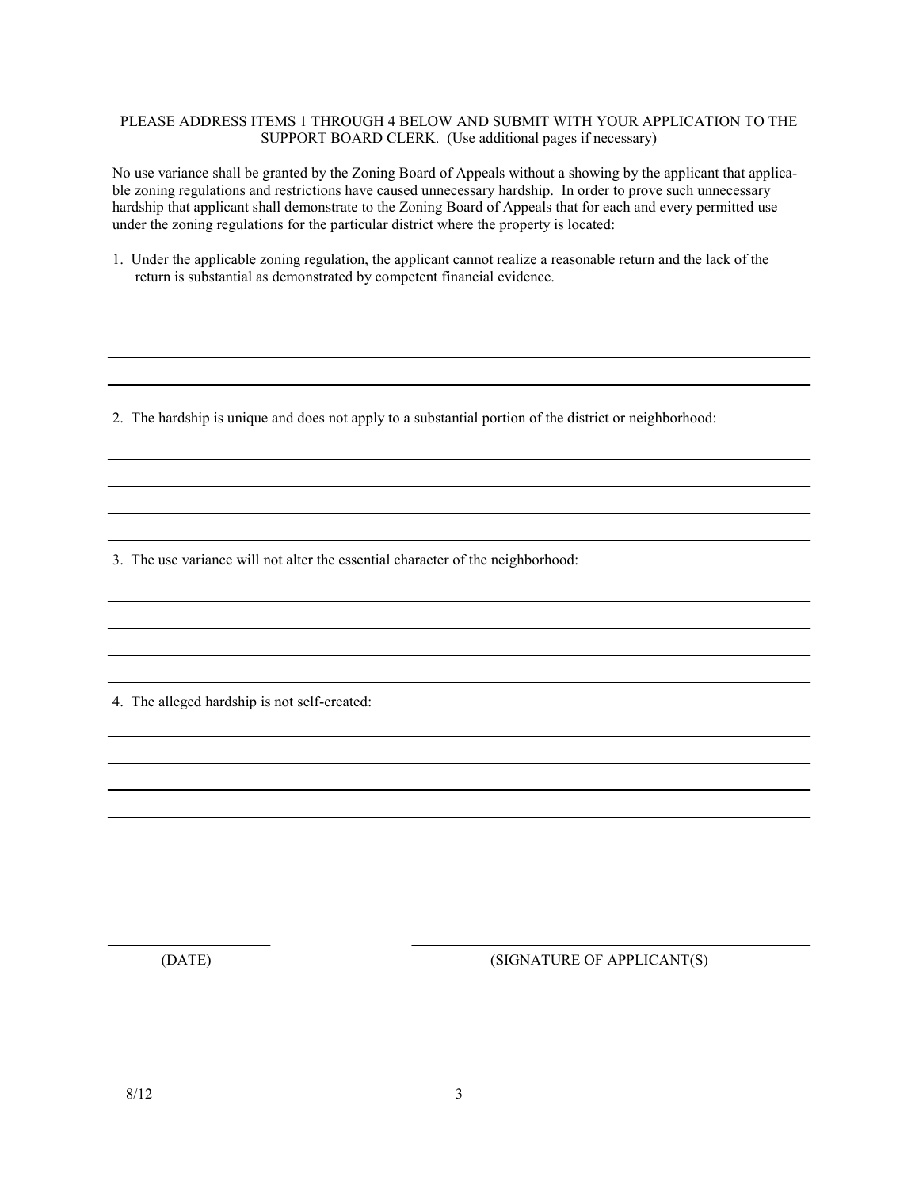PLEASE ADDRESS ITEMS 1 THROUGH 4 BELOW AND SUBMIT WITH YOUR APPLICATION TO THE SUPPORT BOARD CLERK. (Use additional pages if necessary)

No use variance shall be granted by the Zoning Board of Appeals without a showing by the applicant that applicable zoning regulations and restrictions have caused unnecessary hardship. In order to prove such unnecessary hardship that applicant shall demonstrate to the Zoning Board of Appeals that for each and every permitted use under the zoning regulations for the particular district where the property is located:

1. Under the applicable zoning regulation, the applicant cannot realize a reasonable return and the lack of the return is substantial as demonstrated by competent financial evidence.

_______________________________________________

_______________________________________________

_______________________________________________

_______________________________________________

2. The hardship is unique and does not apply to a substantial portion of the district or neighborhood:

_______________________________________________

_______________________________________________

_______________________________________________

_______________________________________________

3. The use variance will not alter the essential character of the neighborhood:

_______________________________________________

_______________________________________________

_______________________________________________

_______________________________________________

4. The alleged hardship is not self-created:

_______________________________________________

_______________________________________________

_______________________________________________

_______________________________________________

_______________ (DATE)

_______________________________ (SIGNATURE OF APPLICANT(S)

8/12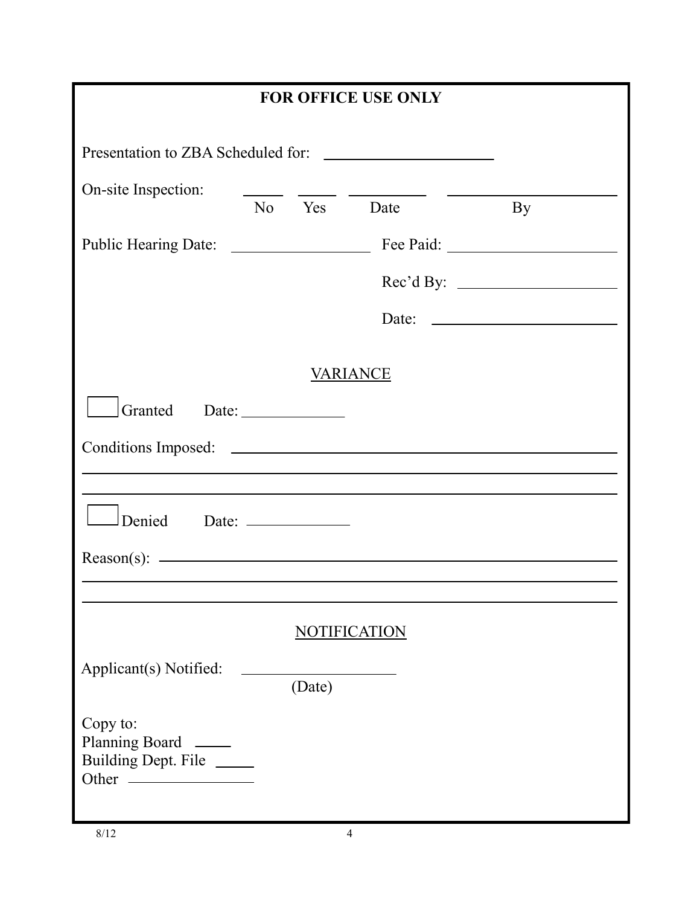## FOR OFFICE USE ONLY

Presentation to ZBA Scheduled for: ____________________

On-site Inspection: _____ No _____ Yes __________ Date ____________________ By

Public Hearing Date: ________________ Fee Paid: ____________________

Rec'd By: ____________________

Date: ____________________

### VARIANCE

☐ Granted Date: ____________

Conditions Imposed: ____________________________________________

________________________________________________________________

________________________________________________________________

☐ Denied Date: ____________

Reason(s): ____________________________________________________

________________________________________________________________

________________________________________________________________

### NOTIFICATION

Applicant(s) Notified: ____________________
(Date)

Copy to:
Planning Board _____
Building Dept. File _____
Other ______________

8/12